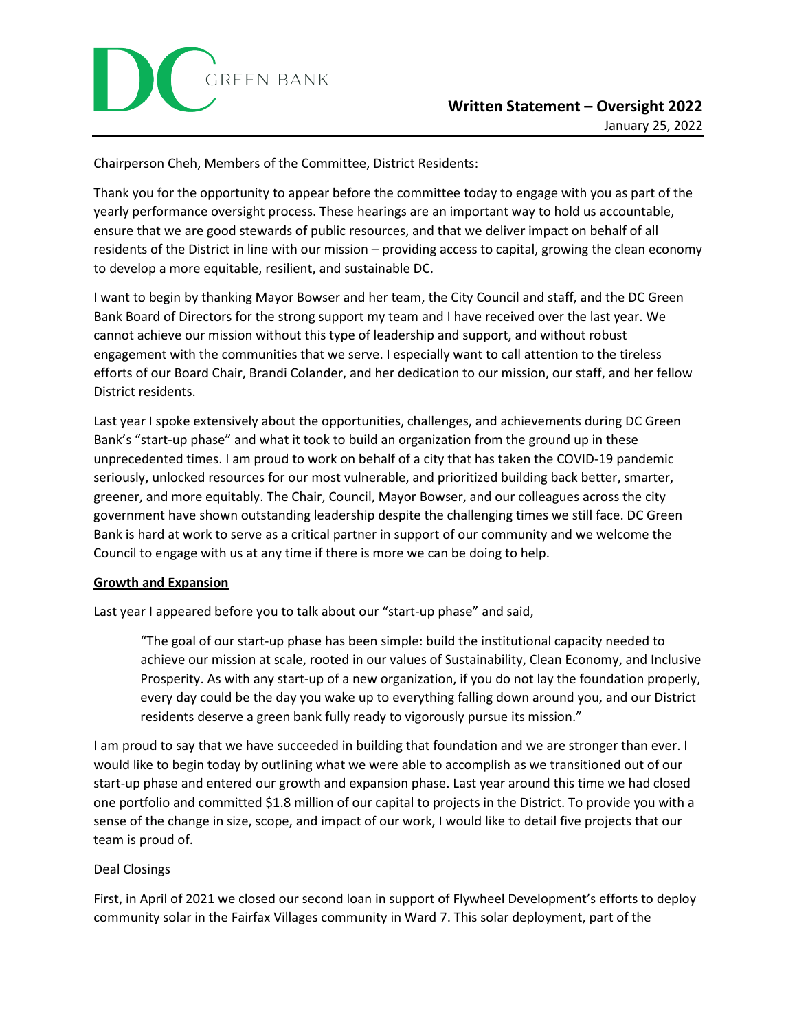DC GREEN BANK

**Written Statement – Oversight 2022**

January 25, 2022

Chairperson Cheh, Members of the Committee, District Residents:

Thank you for the opportunity to appear before the committee today to engage with you as part of the yearly performance oversight process. These hearings are an important way to hold us accountable, ensure that we are good stewards of public resources, and that we deliver impact on behalf of all residents of the District in line with our mission – providing access to capital, growing the clean economy to develop a more equitable, resilient, and sustainable DC.

I want to begin by thanking Mayor Bowser and her team, the City Council and staff, and the DC Green Bank Board of Directors for the strong support my team and I have received over the last year. We cannot achieve our mission without this type of leadership and support, and without robust engagement with the communities that we serve. I especially want to call attention to the tireless efforts of our Board Chair, Brandi Colander, and her dedication to our mission, our staff, and her fellow District residents.

Last year I spoke extensively about the opportunities, challenges, and achievements during DC Green Bank's "start-up phase" and what it took to build an organization from the ground up in these unprecedented times. I am proud to work on behalf of a city that has taken the COVID-19 pandemic seriously, unlocked resources for our most vulnerable, and prioritized building back better, smarter, greener, and more equitably. The Chair, Council, Mayor Bowser, and our colleagues across the city government have shown outstanding leadership despite the challenging times we still face. DC Green Bank is hard at work to serve as a critical partner in support of our community and we welcome the Council to engage with us at any time if there is more we can be doing to help.

**Growth and Expansion**

Last year I appeared before you to talk about our "start-up phase" and said,

> "The goal of our start-up phase has been simple: build the institutional capacity needed to achieve our mission at scale, rooted in our values of Sustainability, Clean Economy, and Inclusive Prosperity. As with any start-up of a new organization, if you do not lay the foundation properly, every day could be the day you wake up to everything falling down around you, and our District residents deserve a green bank fully ready to vigorously pursue its mission."

I am proud to say that we have succeeded in building that foundation and we are stronger than ever. I would like to begin today by outlining what we were able to accomplish as we transitioned out of our start-up phase and entered our growth and expansion phase. Last year around this time we had closed one portfolio and committed $1.8 million of our capital to projects in the District. To provide you with a sense of the change in size, scope, and impact of our work, I would like to detail five projects that our team is proud of.

Deal Closings

First, in April of 2021 we closed our second loan in support of Flywheel Development's efforts to deploy community solar in the Fairfax Villages community in Ward 7. This solar deployment, part of the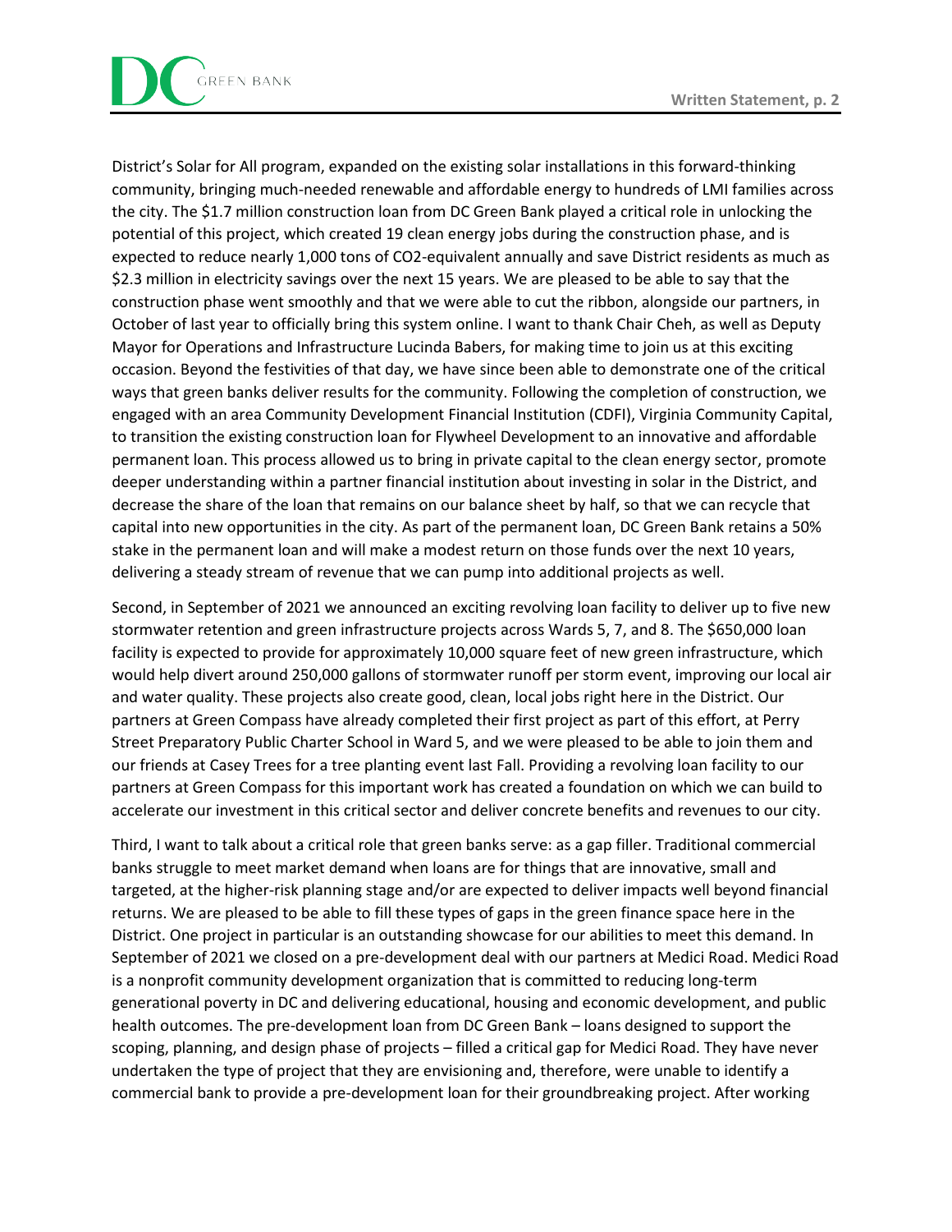District's Solar for All program, expanded on the existing solar installations in this forward-thinking community, bringing much-needed renewable and affordable energy to hundreds of LMI families across the city. The $1.7 million construction loan from DC Green Bank played a critical role in unlocking the potential of this project, which created 19 clean energy jobs during the construction phase, and is expected to reduce nearly 1,000 tons of CO2-equivalent annually and save District residents as much as $2.3 million in electricity savings over the next 15 years. We are pleased to be able to say that the construction phase went smoothly and that we were able to cut the ribbon, alongside our partners, in October of last year to officially bring this system online. I want to thank Chair Cheh, as well as Deputy Mayor for Operations and Infrastructure Lucinda Babers, for making time to join us at this exciting occasion. Beyond the festivities of that day, we have since been able to demonstrate one of the critical ways that green banks deliver results for the community. Following the completion of construction, we engaged with an area Community Development Financial Institution (CDFI), Virginia Community Capital, to transition the existing construction loan for Flywheel Development to an innovative and affordable permanent loan. This process allowed us to bring in private capital to the clean energy sector, promote deeper understanding within a partner financial institution about investing in solar in the District, and decrease the share of the loan that remains on our balance sheet by half, so that we can recycle that capital into new opportunities in the city. As part of the permanent loan, DC Green Bank retains a 50% stake in the permanent loan and will make a modest return on those funds over the next 10 years, delivering a steady stream of revenue that we can pump into additional projects as well.

Second, in September of 2021 we announced an exciting revolving loan facility to deliver up to five new stormwater retention and green infrastructure projects across Wards 5, 7, and 8. The $650,000 loan facility is expected to provide for approximately 10,000 square feet of new green infrastructure, which would help divert around 250,000 gallons of stormwater runoff per storm event, improving our local air and water quality. These projects also create good, clean, local jobs right here in the District. Our partners at Green Compass have already completed their first project as part of this effort, at Perry Street Preparatory Public Charter School in Ward 5, and we were pleased to be able to join them and our friends at Casey Trees for a tree planting event last Fall. Providing a revolving loan facility to our partners at Green Compass for this important work has created a foundation on which we can build to accelerate our investment in this critical sector and deliver concrete benefits and revenues to our city.

Third, I want to talk about a critical role that green banks serve: as a gap filler. Traditional commercial banks struggle to meet market demand when loans are for things that are innovative, small and targeted, at the higher-risk planning stage and/or are expected to deliver impacts well beyond financial returns. We are pleased to be able to fill these types of gaps in the green finance space here in the District. One project in particular is an outstanding showcase for our abilities to meet this demand. In September of 2021 we closed on a pre-development deal with our partners at Medici Road. Medici Road is a nonprofit community development organization that is committed to reducing long-term generational poverty in DC and delivering educational, housing and economic development, and public health outcomes. The pre-development loan from DC Green Bank – loans designed to support the scoping, planning, and design phase of projects – filled a critical gap for Medici Road. They have never undertaken the type of project that they are envisioning and, therefore, were unable to identify a commercial bank to provide a pre-development loan for their groundbreaking project. After working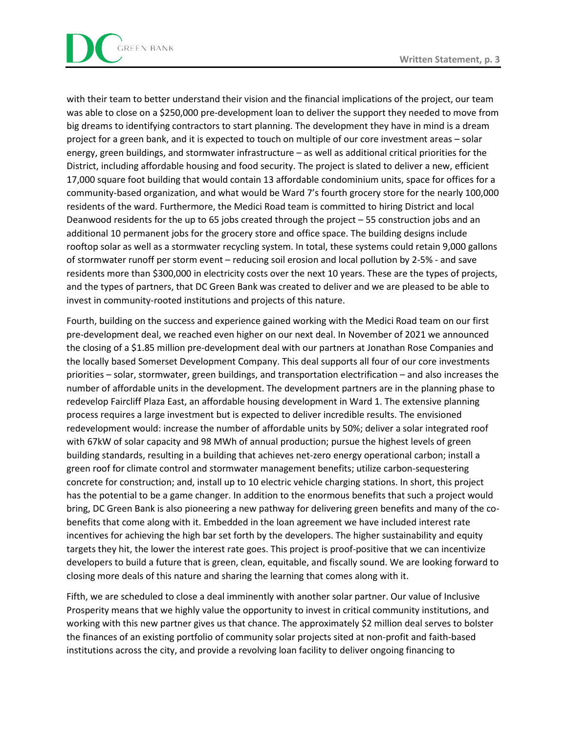with their team to better understand their vision and the financial implications of the project, our team was able to close on a $250,000 pre-development loan to deliver the support they needed to move from big dreams to identifying contractors to start planning. The development they have in mind is a dream project for a green bank, and it is expected to touch on multiple of our core investment areas – solar energy, green buildings, and stormwater infrastructure – as well as additional critical priorities for the District, including affordable housing and food security. The project is slated to deliver a new, efficient 17,000 square foot building that would contain 13 affordable condominium units, space for offices for a community-based organization, and what would be Ward 7's fourth grocery store for the nearly 100,000 residents of the ward. Furthermore, the Medici Road team is committed to hiring District and local Deanwood residents for the up to 65 jobs created through the project – 55 construction jobs and an additional 10 permanent jobs for the grocery store and office space. The building designs include rooftop solar as well as a stormwater recycling system. In total, these systems could retain 9,000 gallons of stormwater runoff per storm event – reducing soil erosion and local pollution by 2-5% - and save residents more than $300,000 in electricity costs over the next 10 years. These are the types of projects, and the types of partners, that DC Green Bank was created to deliver and we are pleased to be able to invest in community-rooted institutions and projects of this nature.

Fourth, building on the success and experience gained working with the Medici Road team on our first pre-development deal, we reached even higher on our next deal. In November of 2021 we announced the closing of a $1.85 million pre-development deal with our partners at Jonathan Rose Companies and the locally based Somerset Development Company. This deal supports all four of our core investments priorities – solar, stormwater, green buildings, and transportation electrification – and also increases the number of affordable units in the development. The development partners are in the planning phase to redevelop Faircliff Plaza East, an affordable housing development in Ward 1. The extensive planning process requires a large investment but is expected to deliver incredible results. The envisioned redevelopment would: increase the number of affordable units by 50%; deliver a solar integrated roof with 67kW of solar capacity and 98 MWh of annual production; pursue the highest levels of green building standards, resulting in a building that achieves net-zero energy operational carbon; install a green roof for climate control and stormwater management benefits; utilize carbon-sequestering concrete for construction; and, install up to 10 electric vehicle charging stations. In short, this project has the potential to be a game changer. In addition to the enormous benefits that such a project would bring, DC Green Bank is also pioneering a new pathway for delivering green benefits and many of the co-benefits that come along with it. Embedded in the loan agreement we have included interest rate incentives for achieving the high bar set forth by the developers. The higher sustainability and equity targets they hit, the lower the interest rate goes. This project is proof-positive that we can incentivize developers to build a future that is green, clean, equitable, and fiscally sound. We are looking forward to closing more deals of this nature and sharing the learning that comes along with it.

Fifth, we are scheduled to close a deal imminently with another solar partner. Our value of Inclusive Prosperity means that we highly value the opportunity to invest in critical community institutions, and working with this new partner gives us that chance. The approximately $2 million deal serves to bolster the finances of an existing portfolio of community solar projects sited at non-profit and faith-based institutions across the city, and provide a revolving loan facility to deliver ongoing financing to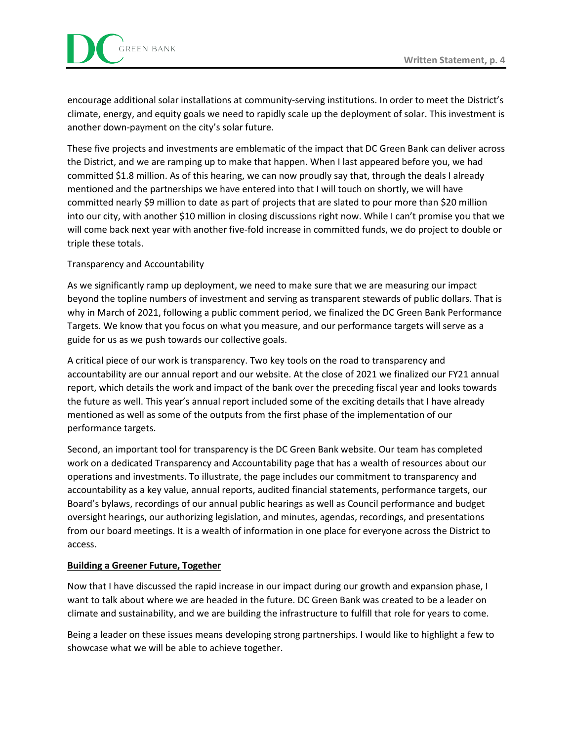encourage additional solar installations at community-serving institutions. In order to meet the District's climate, energy, and equity goals we need to rapidly scale up the deployment of solar. This investment is another down-payment on the city's solar future.

These five projects and investments are emblematic of the impact that DC Green Bank can deliver across the District, and we are ramping up to make that happen. When I last appeared before you, we had committed $1.8 million. As of this hearing, we can now proudly say that, through the deals I already mentioned and the partnerships we have entered into that I will touch on shortly, we will have committed nearly $9 million to date as part of projects that are slated to pour more than $20 million into our city, with another $10 million in closing discussions right now. While I can't promise you that we will come back next year with another five-fold increase in committed funds, we do project to double or triple these totals.

<u>Transparency and Accountability</u>

As we significantly ramp up deployment, we need to make sure that we are measuring our impact beyond the topline numbers of investment and serving as transparent stewards of public dollars. That is why in March of 2021, following a public comment period, we finalized the DC Green Bank Performance Targets. We know that you focus on what you measure, and our performance targets will serve as a guide for us as we push towards our collective goals.

A critical piece of our work is transparency. Two key tools on the road to transparency and accountability are our annual report and our website. At the close of 2021 we finalized our FY21 annual report, which details the work and impact of the bank over the preceding fiscal year and looks towards the future as well. This year's annual report included some of the exciting details that I have already mentioned as well as some of the outputs from the first phase of the implementation of our performance targets.

Second, an important tool for transparency is the DC Green Bank website. Our team has completed work on a dedicated Transparency and Accountability page that has a wealth of resources about our operations and investments. To illustrate, the page includes our commitment to transparency and accountability as a key value, annual reports, audited financial statements, performance targets, our Board's bylaws, recordings of our annual public hearings as well as Council performance and budget oversight hearings, our authorizing legislation, and minutes, agendas, recordings, and presentations from our board meetings. It is a wealth of information in one place for everyone across the District to access.

**<u>Building a Greener Future, Together</u>**

Now that I have discussed the rapid increase in our impact during our growth and expansion phase, I want to talk about where we are headed in the future. DC Green Bank was created to be a leader on climate and sustainability, and we are building the infrastructure to fulfill that role for years to come.

Being a leader on these issues means developing strong partnerships. I would like to highlight a few to showcase what we will be able to achieve together.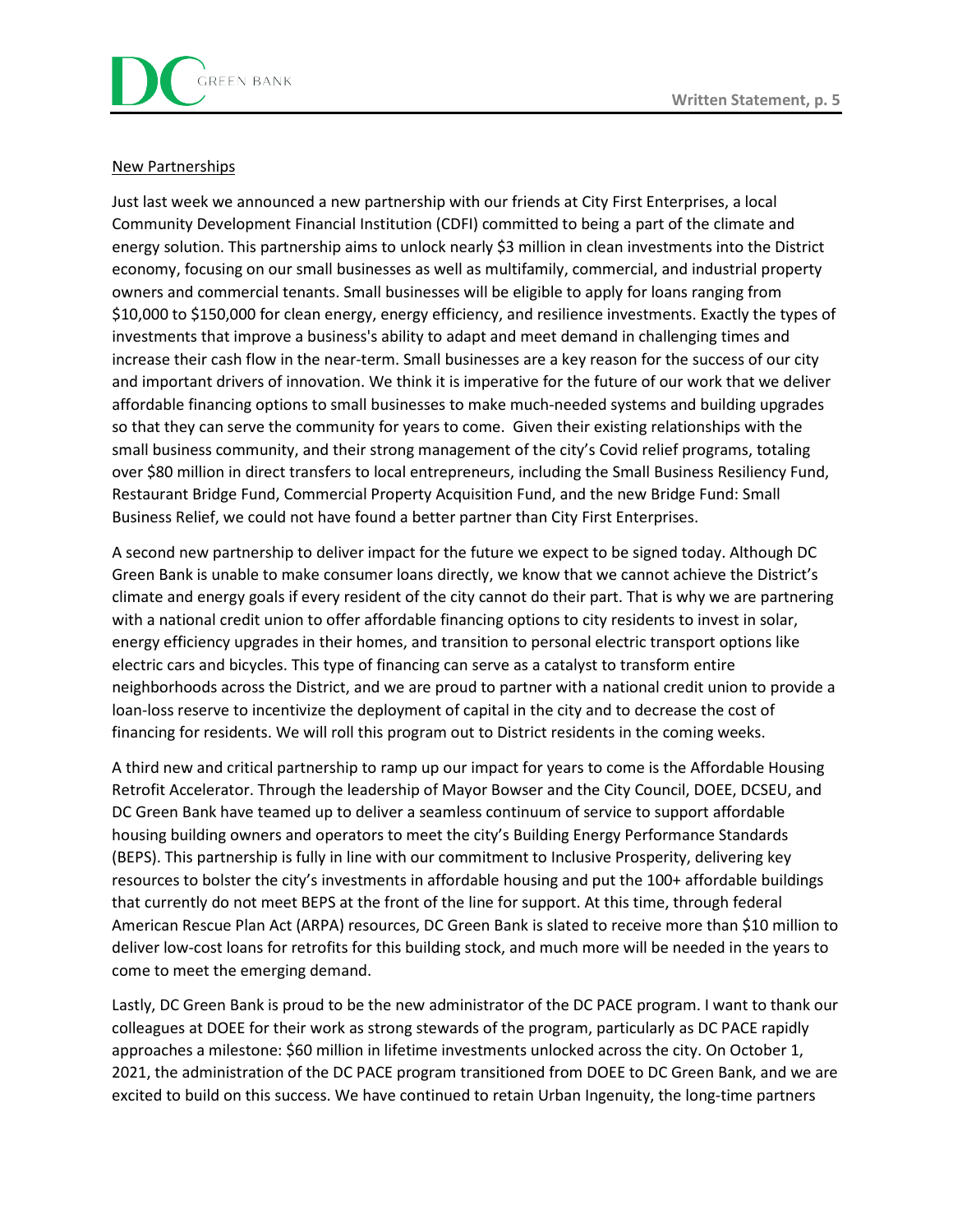New Partnerships

Just last week we announced a new partnership with our friends at City First Enterprises, a local Community Development Financial Institution (CDFI) committed to being a part of the climate and energy solution. This partnership aims to unlock nearly $3 million in clean investments into the District economy, focusing on our small businesses as well as multifamily, commercial, and industrial property owners and commercial tenants. Small businesses will be eligible to apply for loans ranging from $10,000 to $150,000 for clean energy, energy efficiency, and resilience investments. Exactly the types of investments that improve a business's ability to adapt and meet demand in challenging times and increase their cash flow in the near-term. Small businesses are a key reason for the success of our city and important drivers of innovation. We think it is imperative for the future of our work that we deliver affordable financing options to small businesses to make much-needed systems and building upgrades so that they can serve the community for years to come. Given their existing relationships with the small business community, and their strong management of the city's Covid relief programs, totaling over $80 million in direct transfers to local entrepreneurs, including the Small Business Resiliency Fund, Restaurant Bridge Fund, Commercial Property Acquisition Fund, and the new Bridge Fund: Small Business Relief, we could not have found a better partner than City First Enterprises.

A second new partnership to deliver impact for the future we expect to be signed today. Although DC Green Bank is unable to make consumer loans directly, we know that we cannot achieve the District's climate and energy goals if every resident of the city cannot do their part. That is why we are partnering with a national credit union to offer affordable financing options to city residents to invest in solar, energy efficiency upgrades in their homes, and transition to personal electric transport options like electric cars and bicycles. This type of financing can serve as a catalyst to transform entire neighborhoods across the District, and we are proud to partner with a national credit union to provide a loan-loss reserve to incentivize the deployment of capital in the city and to decrease the cost of financing for residents. We will roll this program out to District residents in the coming weeks.

A third new and critical partnership to ramp up our impact for years to come is the Affordable Housing Retrofit Accelerator. Through the leadership of Mayor Bowser and the City Council, DOEE, DCSEU, and DC Green Bank have teamed up to deliver a seamless continuum of service to support affordable housing building owners and operators to meet the city's Building Energy Performance Standards (BEPS). This partnership is fully in line with our commitment to Inclusive Prosperity, delivering key resources to bolster the city's investments in affordable housing and put the 100+ affordable buildings that currently do not meet BEPS at the front of the line for support. At this time, through federal American Rescue Plan Act (ARPA) resources, DC Green Bank is slated to receive more than $10 million to deliver low-cost loans for retrofits for this building stock, and much more will be needed in the years to come to meet the emerging demand.

Lastly, DC Green Bank is proud to be the new administrator of the DC PACE program. I want to thank our colleagues at DOEE for their work as strong stewards of the program, particularly as DC PACE rapidly approaches a milestone: $60 million in lifetime investments unlocked across the city. On October 1, 2021, the administration of the DC PACE program transitioned from DOEE to DC Green Bank, and we are excited to build on this success. We have continued to retain Urban Ingenuity, the long-time partners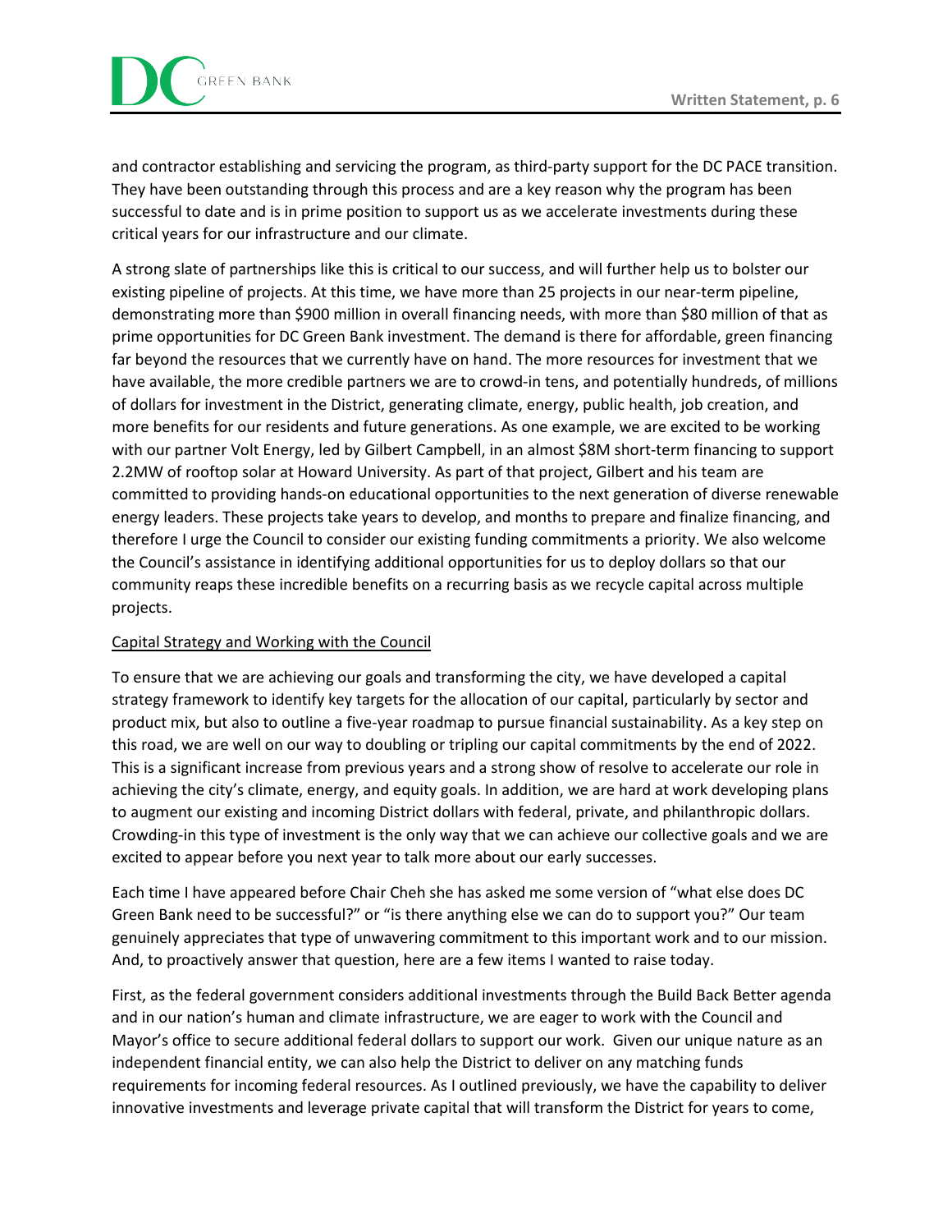and contractor establishing and servicing the program, as third-party support for the DC PACE transition. They have been outstanding through this process and are a key reason why the program has been successful to date and is in prime position to support us as we accelerate investments during these critical years for our infrastructure and our climate.

A strong slate of partnerships like this is critical to our success, and will further help us to bolster our existing pipeline of projects. At this time, we have more than 25 projects in our near-term pipeline, demonstrating more than $900 million in overall financing needs, with more than $80 million of that as prime opportunities for DC Green Bank investment. The demand is there for affordable, green financing far beyond the resources that we currently have on hand. The more resources for investment that we have available, the more credible partners we are to crowd-in tens, and potentially hundreds, of millions of dollars for investment in the District, generating climate, energy, public health, job creation, and more benefits for our residents and future generations. As one example, we are excited to be working with our partner Volt Energy, led by Gilbert Campbell, in an almost $8M short-term financing to support 2.2MW of rooftop solar at Howard University. As part of that project, Gilbert and his team are committed to providing hands-on educational opportunities to the next generation of diverse renewable energy leaders. These projects take years to develop, and months to prepare and finalize financing, and therefore I urge the Council to consider our existing funding commitments a priority. We also welcome the Council's assistance in identifying additional opportunities for us to deploy dollars so that our community reaps these incredible benefits on a recurring basis as we recycle capital across multiple projects.

<u>Capital Strategy and Working with the Council</u>

To ensure that we are achieving our goals and transforming the city, we have developed a capital strategy framework to identify key targets for the allocation of our capital, particularly by sector and product mix, but also to outline a five-year roadmap to pursue financial sustainability. As a key step on this road, we are well on our way to doubling or tripling our capital commitments by the end of 2022. This is a significant increase from previous years and a strong show of resolve to accelerate our role in achieving the city's climate, energy, and equity goals. In addition, we are hard at work developing plans to augment our existing and incoming District dollars with federal, private, and philanthropic dollars. Crowding-in this type of investment is the only way that we can achieve our collective goals and we are excited to appear before you next year to talk more about our early successes.

Each time I have appeared before Chair Cheh she has asked me some version of "what else does DC Green Bank need to be successful?" or "is there anything else we can do to support you?" Our team genuinely appreciates that type of unwavering commitment to this important work and to our mission. And, to proactively answer that question, here are a few items I wanted to raise today.

First, as the federal government considers additional investments through the Build Back Better agenda and in our nation's human and climate infrastructure, we are eager to work with the Council and Mayor's office to secure additional federal dollars to support our work. Given our unique nature as an independent financial entity, we can also help the District to deliver on any matching funds requirements for incoming federal resources. As I outlined previously, we have the capability to deliver innovative investments and leverage private capital that will transform the District for years to come,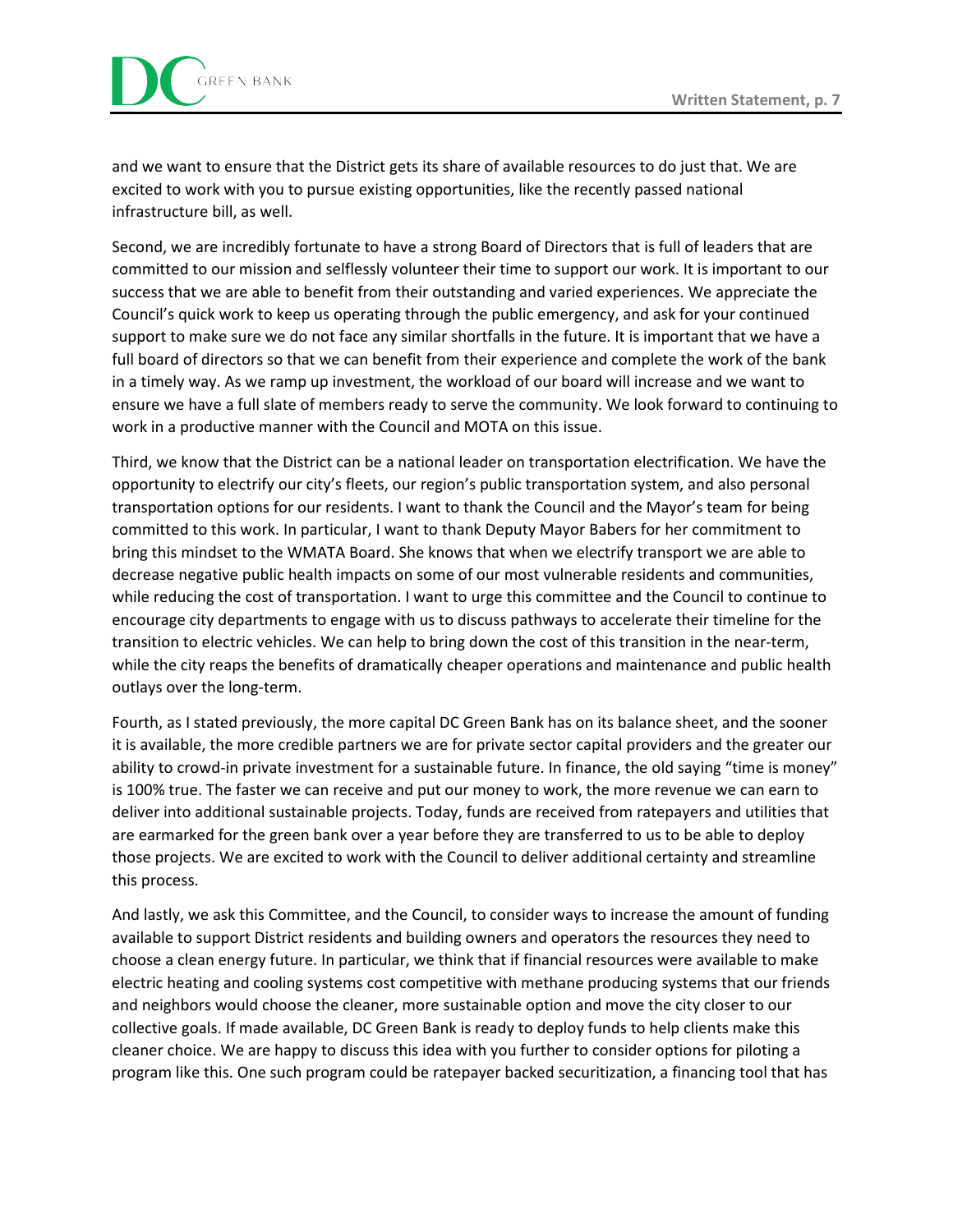and we want to ensure that the District gets its share of available resources to do just that. We are excited to work with you to pursue existing opportunities, like the recently passed national infrastructure bill, as well.

Second, we are incredibly fortunate to have a strong Board of Directors that is full of leaders that are committed to our mission and selflessly volunteer their time to support our work. It is important to our success that we are able to benefit from their outstanding and varied experiences. We appreciate the Council's quick work to keep us operating through the public emergency, and ask for your continued support to make sure we do not face any similar shortfalls in the future. It is important that we have a full board of directors so that we can benefit from their experience and complete the work of the bank in a timely way. As we ramp up investment, the workload of our board will increase and we want to ensure we have a full slate of members ready to serve the community. We look forward to continuing to work in a productive manner with the Council and MOTA on this issue.

Third, we know that the District can be a national leader on transportation electrification. We have the opportunity to electrify our city's fleets, our region's public transportation system, and also personal transportation options for our residents. I want to thank the Council and the Mayor's team for being committed to this work. In particular, I want to thank Deputy Mayor Babers for her commitment to bring this mindset to the WMATA Board. She knows that when we electrify transport we are able to decrease negative public health impacts on some of our most vulnerable residents and communities, while reducing the cost of transportation. I want to urge this committee and the Council to continue to encourage city departments to engage with us to discuss pathways to accelerate their timeline for the transition to electric vehicles. We can help to bring down the cost of this transition in the near-term, while the city reaps the benefits of dramatically cheaper operations and maintenance and public health outlays over the long-term.

Fourth, as I stated previously, the more capital DC Green Bank has on its balance sheet, and the sooner it is available, the more credible partners we are for private sector capital providers and the greater our ability to crowd-in private investment for a sustainable future. In finance, the old saying "time is money" is 100% true. The faster we can receive and put our money to work, the more revenue we can earn to deliver into additional sustainable projects. Today, funds are received from ratepayers and utilities that are earmarked for the green bank over a year before they are transferred to us to be able to deploy those projects. We are excited to work with the Council to deliver additional certainty and streamline this process.

And lastly, we ask this Committee, and the Council, to consider ways to increase the amount of funding available to support District residents and building owners and operators the resources they need to choose a clean energy future. In particular, we think that if financial resources were available to make electric heating and cooling systems cost competitive with methane producing systems that our friends and neighbors would choose the cleaner, more sustainable option and move the city closer to our collective goals. If made available, DC Green Bank is ready to deploy funds to help clients make this cleaner choice. We are happy to discuss this idea with you further to consider options for piloting a program like this. One such program could be ratepayer backed securitization, a financing tool that has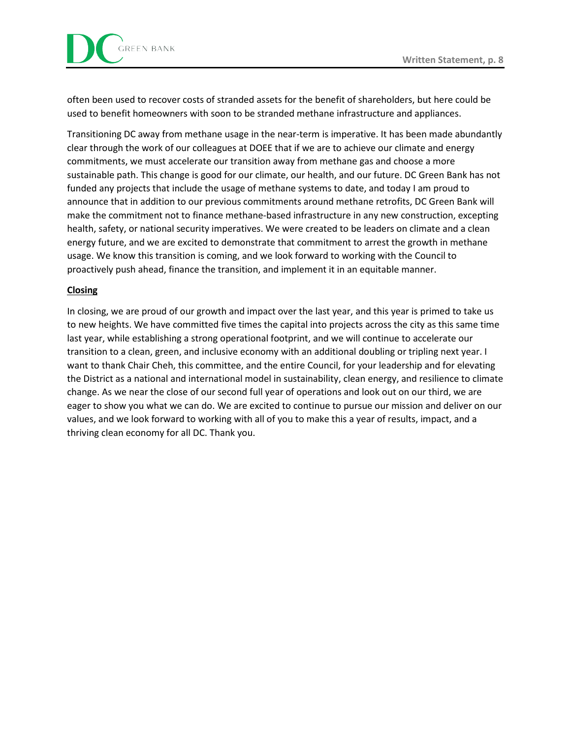often been used to recover costs of stranded assets for the benefit of shareholders, but here could be used to benefit homeowners with soon to be stranded methane infrastructure and appliances.

Transitioning DC away from methane usage in the near-term is imperative. It has been made abundantly clear through the work of our colleagues at DOEE that if we are to achieve our climate and energy commitments, we must accelerate our transition away from methane gas and choose a more sustainable path. This change is good for our climate, our health, and our future. DC Green Bank has not funded any projects that include the usage of methane systems to date, and today I am proud to announce that in addition to our previous commitments around methane retrofits, DC Green Bank will make the commitment not to finance methane-based infrastructure in any new construction, excepting health, safety, or national security imperatives. We were created to be leaders on climate and a clean energy future, and we are excited to demonstrate that commitment to arrest the growth in methane usage. We know this transition is coming, and we look forward to working with the Council to proactively push ahead, finance the transition, and implement it in an equitable manner.

**Closing**

In closing, we are proud of our growth and impact over the last year, and this year is primed to take us to new heights. We have committed five times the capital into projects across the city as this same time last year, while establishing a strong operational footprint, and we will continue to accelerate our transition to a clean, green, and inclusive economy with an additional doubling or tripling next year. I want to thank Chair Cheh, this committee, and the entire Council, for your leadership and for elevating the District as a national and international model in sustainability, clean energy, and resilience to climate change. As we near the close of our second full year of operations and look out on our third, we are eager to show you what we can do. We are excited to continue to pursue our mission and deliver on our values, and we look forward to working with all of you to make this a year of results, impact, and a thriving clean economy for all DC. Thank you.